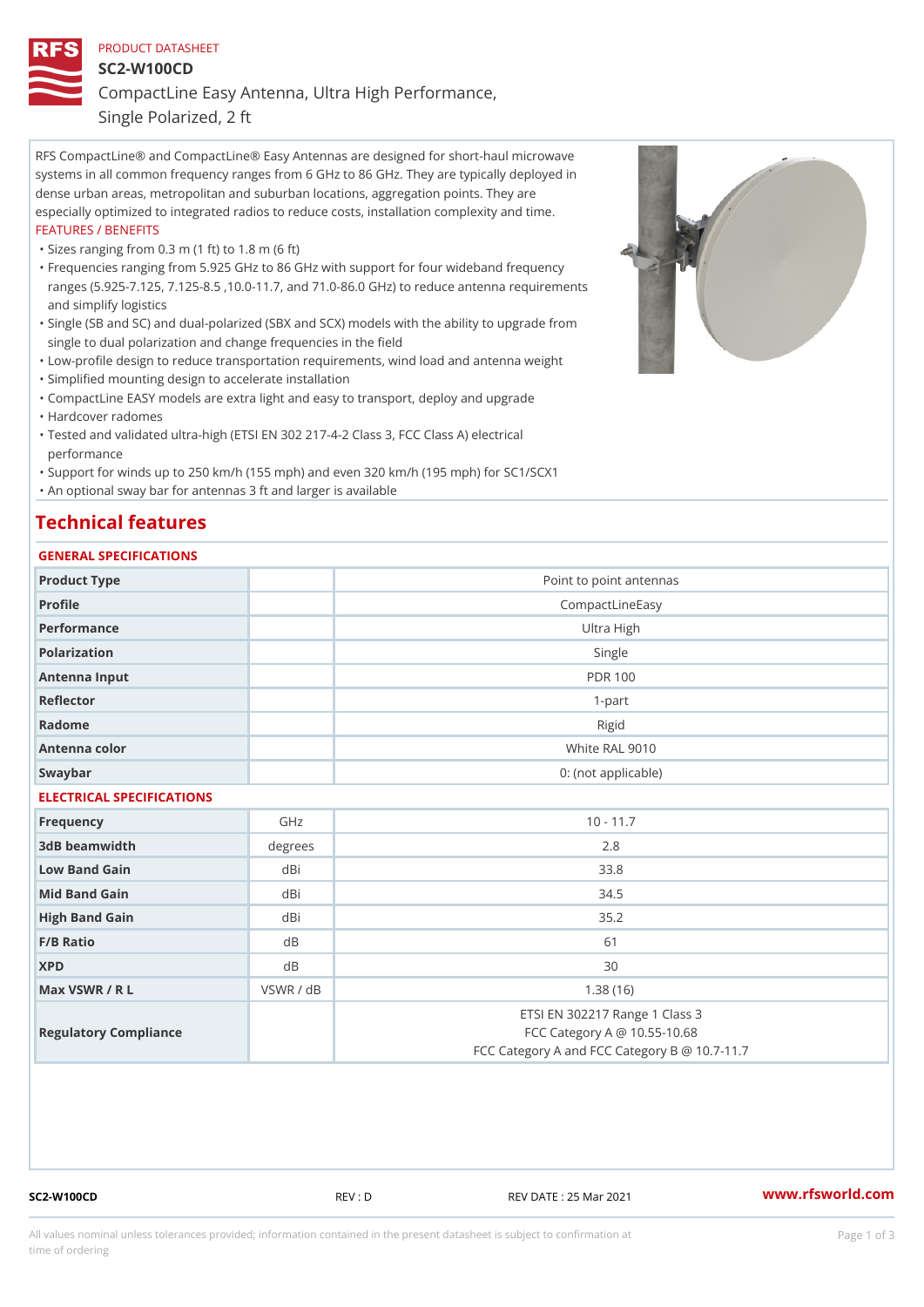PRODUCT DATASHEET

# SC2-W100CD

## CompactLine Easy Antenna, Ultra High Performance, Single Polarized, 2 ft

RFS CompactLine® and CompactLine® Easy Antennas are designed for short-haul microwave systems in all common frequency ranges from 6 GHz to 86 GHz. They are typically deployed in dense urban areas, metropolitan and suburban locations, aggregation points. They are especially optimized to integrated radios to reduce costs, installation complexity and time.

FEATURES / BENEFITS

- Sizes ranging from 0.3 m (1 ft) to 1.8 m (6 ft)
- Frequencies ranging from 5.925 GHz to 86 GHz with support for four wideband frequency ranges (5.925-7.125, 7.125-8.5 ,10.0-11.7, and 71.0-86.0 GHz) to reduce antenna requirements and simplify logistics
- Single (SB and SC) and dual-polarized (SBX and SCX) models with the ability to upgrade from single to dual polarization and change frequencies in the field
- Low-profile design to reduce transportation requirements, wind load and antenna weight
- Simplified mounting design to accelerate installation
- CompactLine EASY models are extra light and easy to transport, deploy and upgrade
- Hardcover radomes
- Tested and validated ultra-high (ETSI EN 302 217-4-2 Class 3, FCC Class A) electrical performance
- Support for winds up to 250 km/h (155 mph) and even 320 km/h (195 mph) for SC1/SCX1
- An optional sway bar for antennas 3 ft and larger is available

## Technical features

### GENERAL SPECIFICATIONS

| | | |
|---|---|---|
| Product Type | | Point to point antennas |
| Profile | | CompactLineEasy |
| Performance | | Ultra High |
| Polarization | | Single |
| Antenna Input | | PDR 100 |
| Reflector | | 1-part |
| Radome | | Rigid |
| Antenna color | | White RAL 9010 |
| Swaybar | | 0: (not applicable) |

### ELECTRICAL SPECIFICATIONS

| | | |
|---|---|---|
| Frequency | GHz | 10 - 11.7 |
| 3dB beamwidth | degrees | 2.8 |
| Low Band Gain | dBi | 33.8 |
| Mid Band Gain | dBi | 34.5 |
| High Band Gain | dBi | 35.2 |
| F/B Ratio | dB | 61 |
| XPD | dB | 30 |
| Max VSWR / R L | VSWR / dB | 1.38 (16) |
| Regulatory Compliance | | ETSI EN 302217 Range 1 Class 3<br>FCC Category A @ 10.55-10.68<br>FCC Category A and FCC Category B @ 10.7-11.7 |

SC2-W100CD REV : D REV DATE : 25 Mar 2021 www.rfsworld.com

All values nominal unless tolerances provided; information contained in the present datasheet is subject to confirmation at time of ordering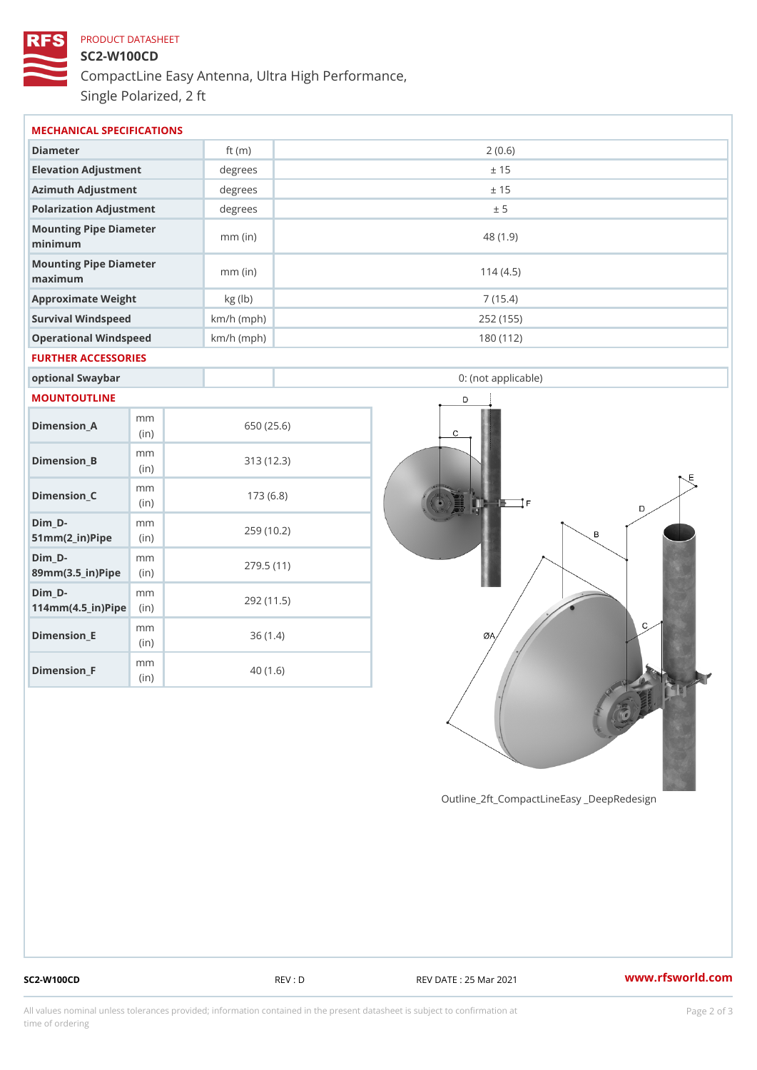PRODUCT DATASHEET

# SC2-W100CD

CompactLine Easy Antenna, Ultra High Performance, Single Polarized, 2 ft

## MECHANICAL SPECIFICATIONS

| Diameter | ft (m) | 2 (0.6) |
|---|---|---|
| Elevation Adjustment | degrees | ± 15 |
| Azimuth Adjustment | degrees | ± 15 |
| Polarization Adjustment | degrees | ± 5 |
| Mounting Pipe Diameter minimum | mm (in) | 48 (1.9) |
| Mounting Pipe Diameter maximum | mm (in) | 114 (4.5) |
| Approximate Weight | kg (lb) | 7 (15.4) |
| Survival Windspeed | km/h (mph) | 252 (155) |
| Operational Windspeed | km/h (mph) | 180 (112) |

## FURTHER ACCESSORIES

| optional Swaybar | | 0: (not applicable) |
|---|---|---|

## MOUNTOUTLINE

| Dimension_A | mm (in) | 650 (25.6) |
|---|---|---|
| Dimension_B | mm (in) | 313 (12.3) |
| Dimension_C | mm (in) | 173 (6.8) |
| Dim_D-51mm(2_in)Pipe | mm (in) | 259 (10.2) |
| Dim_D-89mm(3.5_in)Pipe | mm (in) | 279.5 (11) |
| Dim_D-114mm(4.5_in)Pipe | mm (in) | 292 (11.5) |
| Dimension_E | mm (in) | 36 (1.4) |
| Dimension_F | mm (in) | 40 (1.6) |

Outline_2ft_CompactLineEasy _DeepRedesign

SC2-W100CD REV : D REV DATE : 25 Mar 2021 www.rfsworld.com

All values nominal unless tolerances provided; information contained in the present datasheet is subject to confirmation at time of ordering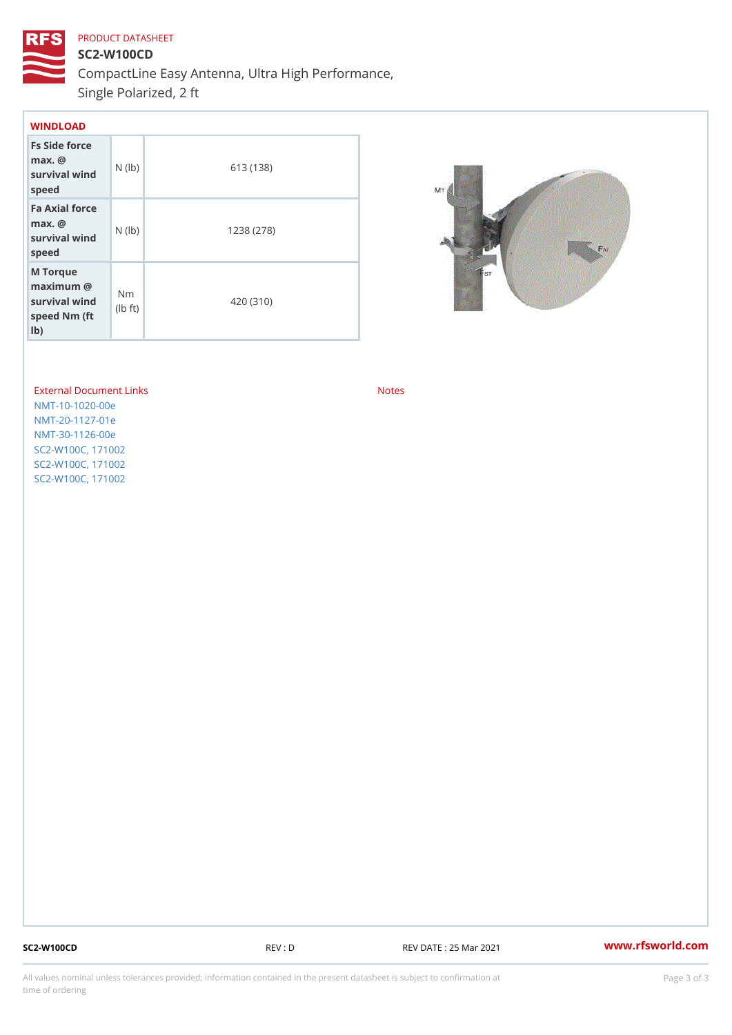PRODUCT DATASHEET

# SC2-W100CD

CompactLine Easy Antenna, Ultra High Performance, Single Polarized, 2 ft

## WINDLOAD

| | | |
|---|---|---|
| Fs Side force max. @ survival wind speed | N (lb) | 613 (138) |
| Fa Axial force max. @ survival wind speed | N (lb) | 1238 (278) |
| M Torque maximum @ survival wind speed Nm (ft lb) | Nm (lb ft) | 420 (310) |

MT

FAT

FST

External Document Links

NMT-10-1020-00e

NMT-20-1127-01e

NMT-30-1126-00e

SC2-W100C, 171002

SC2-W100C, 171002

SC2-W100C, 171002

Notes

SC2-W100CD REV : D REV DATE : 25 Mar 2021 www.rfsworld.com

All values nominal unless tolerances provided; information contained in the present datasheet is subject to confirmation at time of ordering